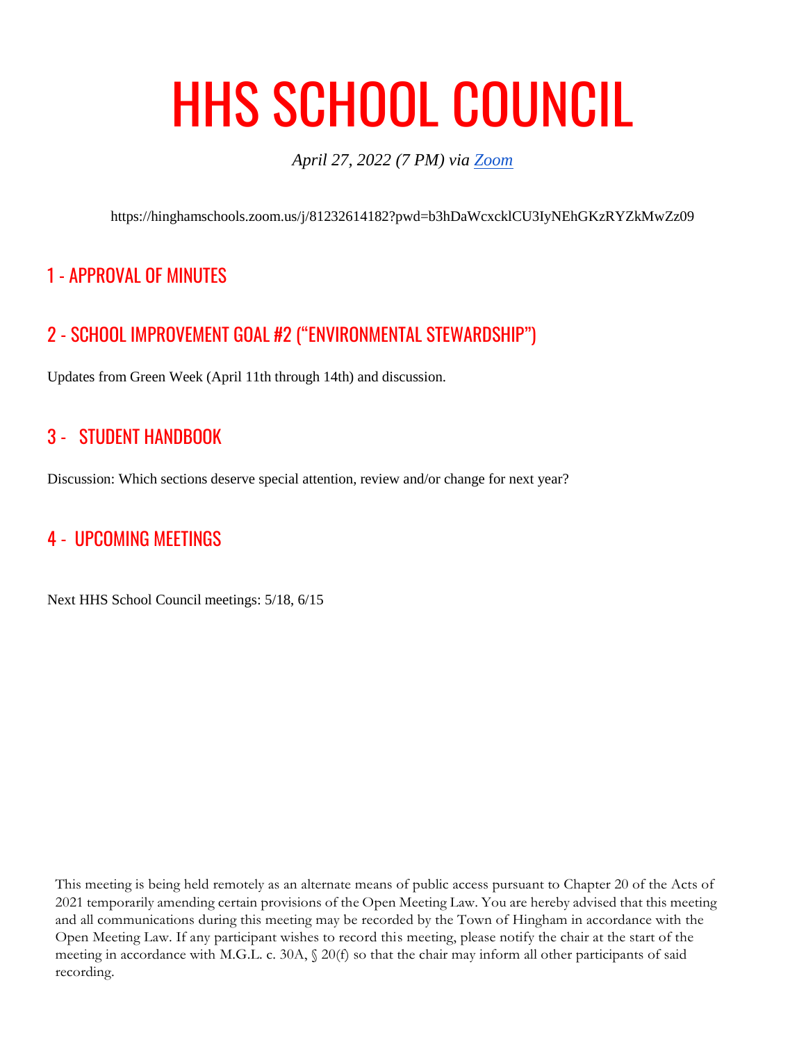# HHS SCHOOL COUNCIL

*April 27, 2022 (7 PM) via [Zoom](https://hinghamschools.zoom.us/j/81232614182?pwd=b3hDaWcxcklCU3IyNEhGKzRYZkMwZz09)*

https://hinghamschools.zoom.us/j/81232614182?pwd=b3hDaWcxcklCU3IyNEhGKzRYZkMwZz09

## 1 - APPROVAL OF MINUTES

## 2 - SCHOOL IMPROVEMENT GOAL #2 ("ENVIRONMENTAL STEWARDSHIP")

Updates from Green Week (April 11th through 14th) and discussion.

## 3 - STUDENT HANDBOOK

Discussion: Which sections deserve special attention, review and/or change for next year?

## 4 - UPCOMING MEETINGS

Next HHS School Council meetings: 5/18, 6/15

This meeting is being held remotely as an alternate means of public access pursuant to Chapter 20 of the Acts of 2021 temporarily amending certain provisions of the Open Meeting Law. You are hereby advised that this meeting and all communications during this meeting may be recorded by the Town of Hingham in accordance with the Open Meeting Law. If any participant wishes to record this meeting, please notify the chair at the start of the meeting in accordance with M.G.L. c. 30A, § 20(f) so that the chair may inform all other participants of said recording.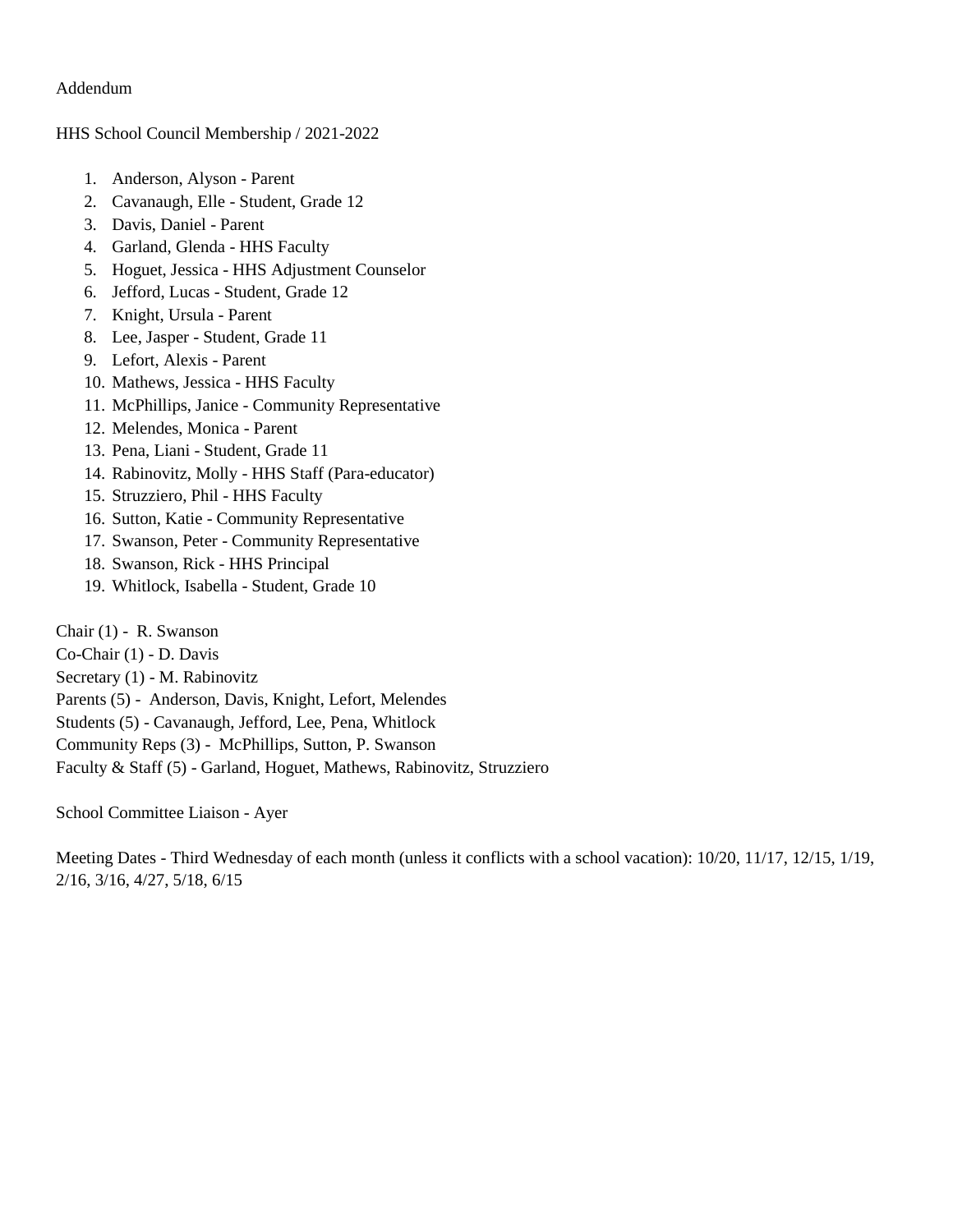Addendum

HHS School Council Membership / 2021-2022

1. Anderson, Alyson - Parent
2. Cavanaugh, Elle - Student, Grade 12
3. Davis, Daniel - Parent
4. Garland, Glenda - HHS Faculty
5. Hoguet, Jessica - HHS Adjustment Counselor
6. Jefford, Lucas - Student, Grade 12
7. Knight, Ursula - Parent
8. Lee, Jasper - Student, Grade 11
9. Lefort, Alexis - Parent
10. Mathews, Jessica - HHS Faculty
11. McPhillips, Janice - Community Representative
12. Melendes, Monica - Parent
13. Pena, Liani - Student, Grade 11
14. Rabinovitz, Molly - HHS Staff (Para-educator)
15. Struzziero, Phil - HHS Faculty
16. Sutton, Katie - Community Representative
17. Swanson, Peter - Community Representative
18. Swanson, Rick - HHS Principal
19. Whitlock, Isabella - Student, Grade 10

Chair (1) - R. Swanson
Co-Chair (1) - D. Davis
Secretary (1) - M. Rabinovitz
Parents (5) - Anderson, Davis, Knight, Lefort, Melendes
Students (5) - Cavanaugh, Jefford, Lee, Pena, Whitlock
Community Reps (3) - McPhillips, Sutton, P. Swanson
Faculty & Staff (5) - Garland, Hoguet, Mathews, Rabinovitz, Struzziero

School Committee Liaison - Ayer

Meeting Dates - Third Wednesday of each month (unless it conflicts with a school vacation): 10/20, 11/17, 12/15, 1/19, 2/16, 3/16, 4/27, 5/18, 6/15